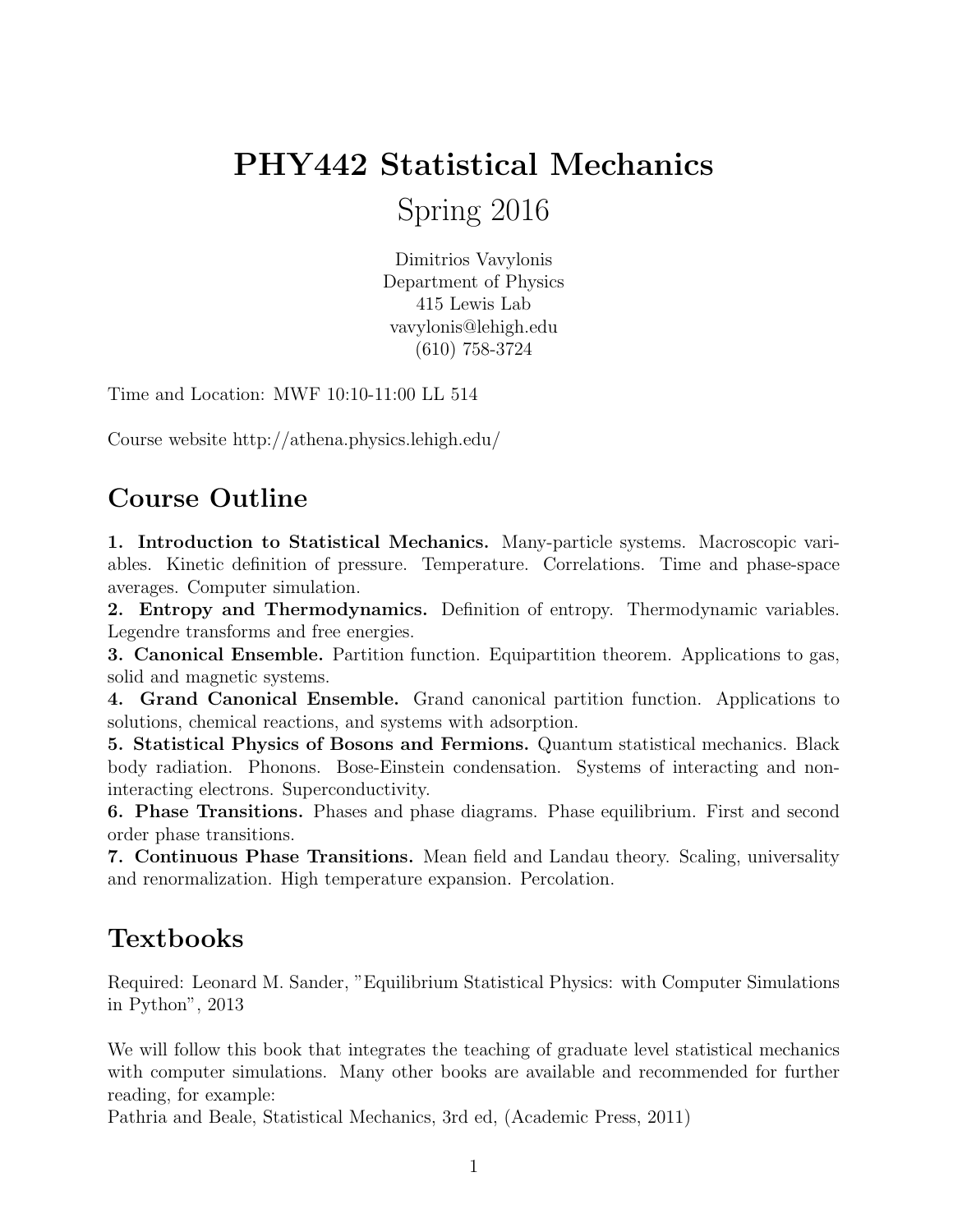# PHY442 Statistical Mechanics

## Spring 2016

Dimitrios Vavylonis
Department of Physics
415 Lewis Lab
vavylonis@lehigh.edu
(610) 758-3724

Time and Location: MWF 10:10-11:00 LL 514

Course website http://athena.physics.lehigh.edu/

## Course Outline

**1. Introduction to Statistical Mechanics.** Many-particle systems. Macroscopic variables. Kinetic definition of pressure. Temperature. Correlations. Time and phase-space averages. Computer simulation.
**2. Entropy and Thermodynamics.** Definition of entropy. Thermodynamic variables. Legendre transforms and free energies.
**3. Canonical Ensemble.** Partition function. Equipartition theorem. Applications to gas, solid and magnetic systems.
**4. Grand Canonical Ensemble.** Grand canonical partition function. Applications to solutions, chemical reactions, and systems with adsorption.
**5. Statistical Physics of Bosons and Fermions.** Quantum statistical mechanics. Black body radiation. Phonons. Bose-Einstein condensation. Systems of interacting and non-interacting electrons. Superconductivity.
**6. Phase Transitions.** Phases and phase diagrams. Phase equilibrium. First and second order phase transitions.
**7. Continuous Phase Transitions.** Mean field and Landau theory. Scaling, universality and renormalization. High temperature expansion. Percolation.

## Textbooks

Required: Leonard M. Sander, "Equilibrium Statistical Physics: with Computer Simulations in Python", 2013

We will follow this book that integrates the teaching of graduate level statistical mechanics with computer simulations. Many other books are available and recommended for further reading, for example:
Pathria and Beale, Statistical Mechanics, 3rd ed, (Academic Press, 2011)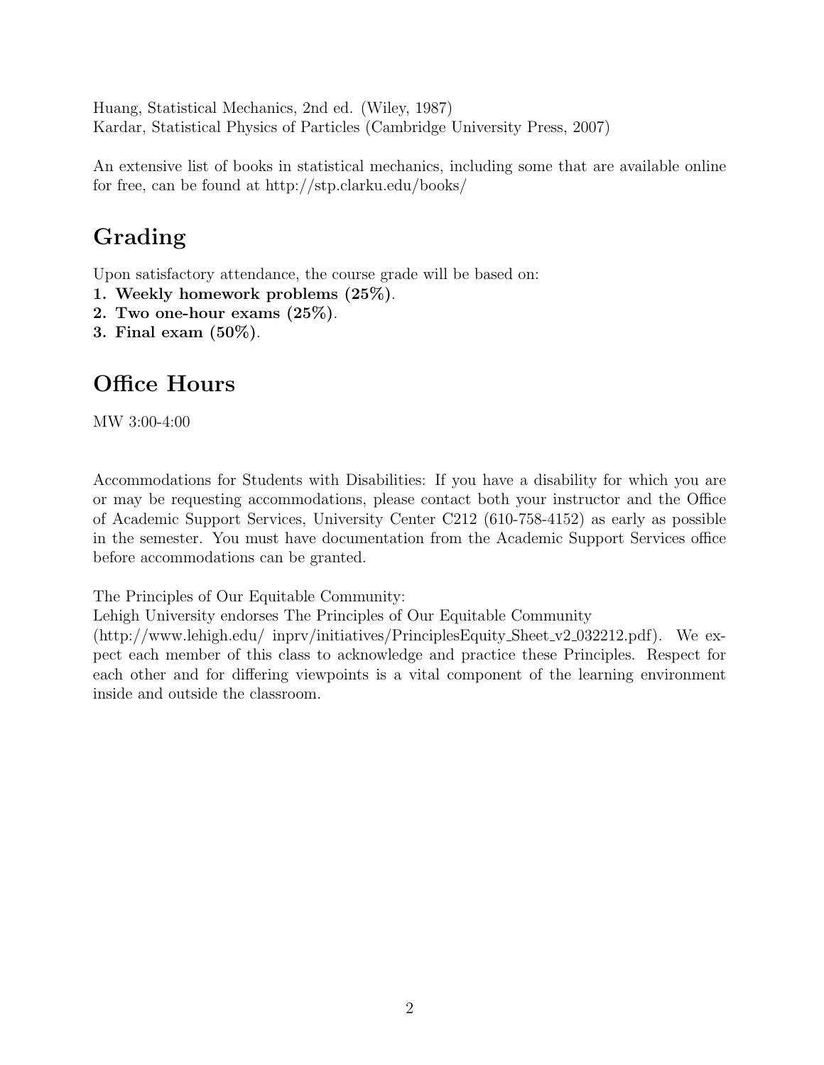Huang, Statistical Mechanics, 2nd ed. (Wiley, 1987)
Kardar, Statistical Physics of Particles (Cambridge University Press, 2007)

An extensive list of books in statistical mechanics, including some that are available online for free, can be found at http://stp.clarku.edu/books/

## Grading

Upon satisfactory attendance, the course grade will be based on:
**1. Weekly homework problems (25%)**.
**2. Two one-hour exams (25%)**.
**3. Final exam (50%)**.

## Office Hours

MW 3:00-4:00

Accommodations for Students with Disabilities: If you have a disability for which you are or may be requesting accommodations, please contact both your instructor and the Office of Academic Support Services, University Center C212 (610-758-4152) as early as possible in the semester. You must have documentation from the Academic Support Services office before accommodations can be granted.

The Principles of Our Equitable Community:
Lehigh University endorses The Principles of Our Equitable Community
(http://www.lehigh.edu/ inprv/initiatives/PrinciplesEquity_Sheet_v2_032212.pdf). We expect each member of this class to acknowledge and practice these Principles. Respect for each other and for differing viewpoints is a vital component of the learning environment inside and outside the classroom.